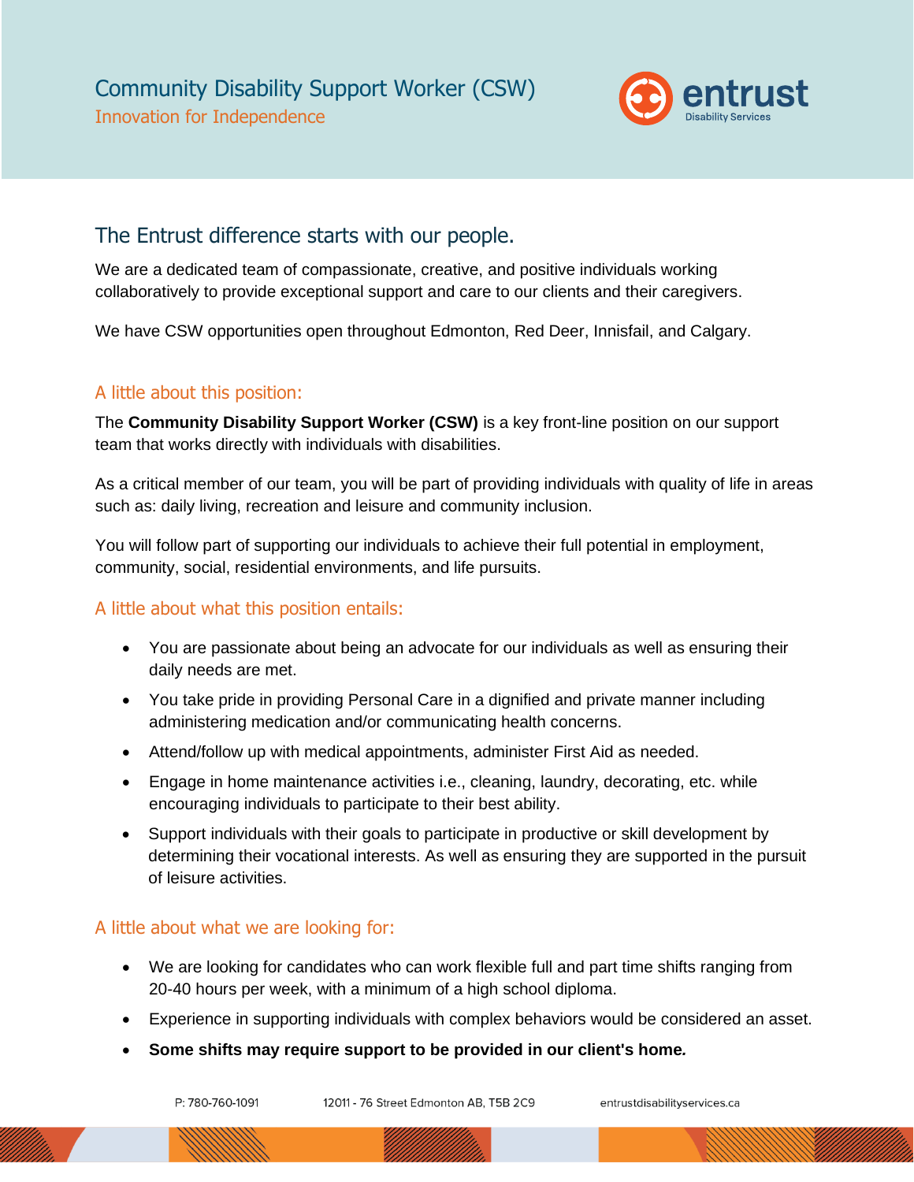# Community Disability Support Worker (CSW)

Innovation for Independence

entrust
Disability Services

## The Entrust difference starts with our people.

We are a dedicated team of compassionate, creative, and positive individuals working collaboratively to provide exceptional support and care to our clients and their caregivers.

We have CSW opportunities open throughout Edmonton, Red Deer, Innisfail, and Calgary.

### A little about this position:

The **Community Disability Support Worker (CSW)** is a key front-line position on our support team that works directly with individuals with disabilities.

As a critical member of our team, you will be part of providing individuals with quality of life in areas such as: daily living, recreation and leisure and community inclusion.

You will follow part of supporting our individuals to achieve their full potential in employment, community, social, residential environments, and life pursuits.

### A little about what this position entails:

- You are passionate about being an advocate for our individuals as well as ensuring their daily needs are met.
- You take pride in providing Personal Care in a dignified and private manner including administering medication and/or communicating health concerns.
- Attend/follow up with medical appointments, administer First Aid as needed.
- Engage in home maintenance activities i.e., cleaning, laundry, decorating, etc. while encouraging individuals to participate to their best ability.
- Support individuals with their goals to participate in productive or skill development by determining their vocational interests. As well as ensuring they are supported in the pursuit of leisure activities.

### A little about what we are looking for:

- We are looking for candidates who can work flexible full and part time shifts ranging from 20-40 hours per week, with a minimum of a high school diploma.
- Experience in supporting individuals with complex behaviors would be considered an asset.
- **Some shifts may require support to be provided in our client's home.**

P: 780-760-1091 12011 - 76 Street Edmonton AB, T5B 2C9 entrustdisabilityservices.ca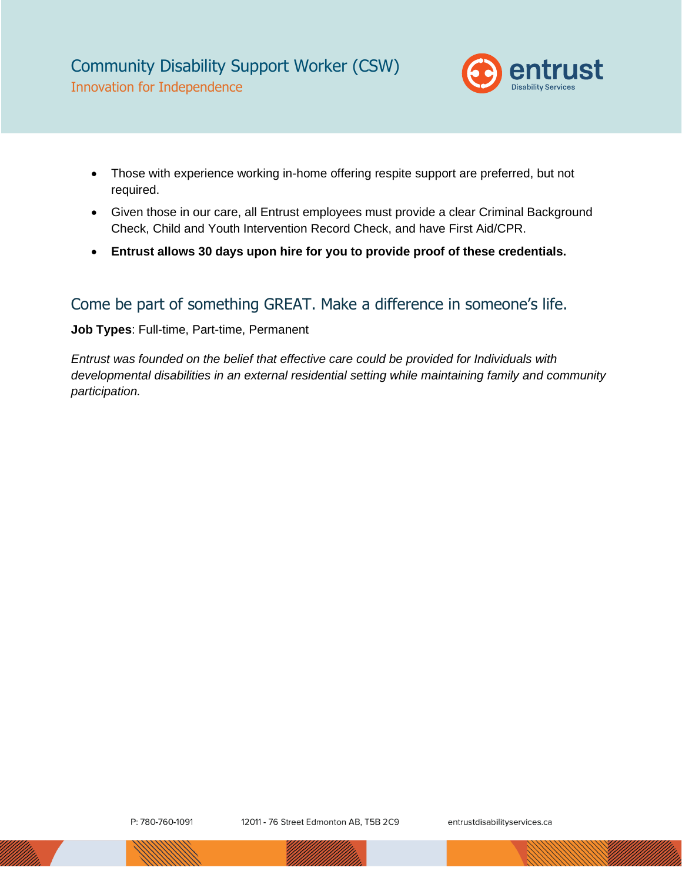- Those with experience working in-home offering respite support are preferred, but not required.
- Given those in our care, all Entrust employees must provide a clear Criminal Background Check, Child and Youth Intervention Record Check, and have First Aid/CPR.
- **Entrust allows 30 days upon hire for you to provide proof of these credentials.**

## Come be part of something GREAT. Make a difference in someone's life.

**Job Types**: Full-time, Part-time, Permanent

*Entrust was founded on the belief that effective care could be provided for Individuals with developmental disabilities in an external residential setting while maintaining family and community participation.*